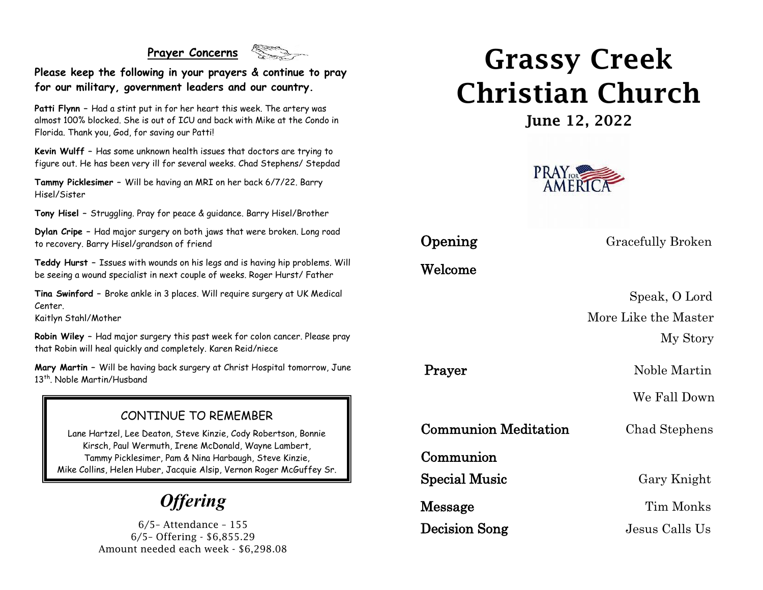## Prayer Concerns

**Please keep the following in your prayers & continue to pray for our military, government leaders and our country.**

**Patti Flynn** – Had a stint put in for her heart this week. The artery was almost 100% blocked. She is out of ICU and back with Mike at the Condo in Florida. Thank you, God, for saving our Patti!

**Kevin Wulff** – Has some unknown health issues that doctors are trying to figure out. He has been very ill for several weeks. Chad Stephens/ Stepdad

**Tammy Picklesimer** – Will be having an MRI on her back 6/7/22. Barry Hisel/Sister

**Tony Hisel** – Struggling. Pray for peace & guidance. Barry Hisel/Brother

**Dylan Cripe** – Had major surgery on both jaws that were broken. Long road to recovery. Barry Hisel/grandson of friend

**Teddy Hurst** – Issues with wounds on his legs and is having hip problems. Will be seeing a wound specialist in next couple of weeks. Roger Hurst/ Father

**Tina Swinford** – Broke ankle in 3 places. Will require surgery at UK Medical Center.
Kaitlyn Stahl/Mother

**Robin Wiley** – Had major surgery this past week for colon cancer. Please pray that Robin will heal quickly and completely. Karen Reid/niece

**Mary Martin** – Will be having back surgery at Christ Hospital tomorrow, June 13th. Noble Martin/Husband

### CONTINUE TO REMEMBER

Lane Hartzel, Lee Deaton, Steve Kinzie, Cody Robertson, Bonnie Kirsch, Paul Wermuth, Irene McDonald, Wayne Lambert, Tammy Picklesimer, Pam & Nina Harbaugh, Steve Kinzie, Mike Collins, Helen Huber, Jacquie Alsip, Vernon Roger McGuffey Sr.

## *Offering*

6/5– Attendance – 155
6/5– Offering - $6,855.29
Amount needed each week - $6,298.08

# Grassy Creek Christian Church

### June 12, 2022

PRAY FOR AMERICA

| | |
|---|---|
| **Opening** | Gracefully Broken |
| **Welcome** | |
| | Speak, O Lord |
| | More Like the Master |
| | My Story |
| **Prayer** | Noble Martin |
| | We Fall Down |
| **Communion Meditation** | Chad Stephens |
| **Communion** | |
| **Special Music** | Gary Knight |
| **Message** | Tim Monks |
| **Decision Song** | Jesus Calls Us |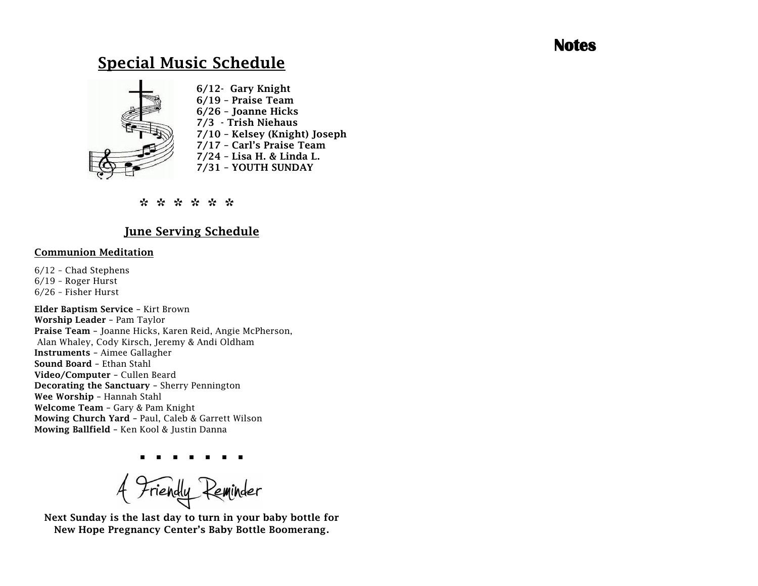## Special Music Schedule

**6/12- Gary Knight**
**6/19 – Praise Team**
**6/26 – Joanne Hicks**
**7/3 - Trish Niehaus**
**7/10 – Kelsey (Knight) Joseph**
**7/17 – Carl's Praise Team**
**7/24 – Lisa H. & Linda L.**
**7/31 – YOUTH SUNDAY**

✲ ✲ ✲ ✲ ✲ ✲

### June Serving Schedule

**Communion Meditation**

6/12 – Chad Stephens
6/19 – Roger Hurst
6/26 – Fisher Hurst

**Elder Baptism Service** – Kirt Brown
**Worship Leader** – Pam Taylor
**Praise Team** – Joanne Hicks, Karen Reid, Angie McPherson, Alan Whaley, Cody Kirsch, Jeremy & Andi Oldham
**Instruments** – Aimee Gallagher
**Sound Board** – Ethan Stahl
**Video/Computer** – Cullen Beard
**Decorating the Sanctuary** – Sherry Pennington
**Wee Worship** – Hannah Stahl
**Welcome Team** – Gary & Pam Knight
**Mowing Church Yard** – Paul, Caleb & Garrett Wilson
**Mowing Ballfield** – Ken Kool & Justin Danna

▪ ▪ ▪ ▪ ▪ ▪ ▪

*A Friendly Reminder*

**Next Sunday is the last day to turn in your baby bottle for New Hope Pregnancy Center's Baby Bottle Boomerang.**

## Notes